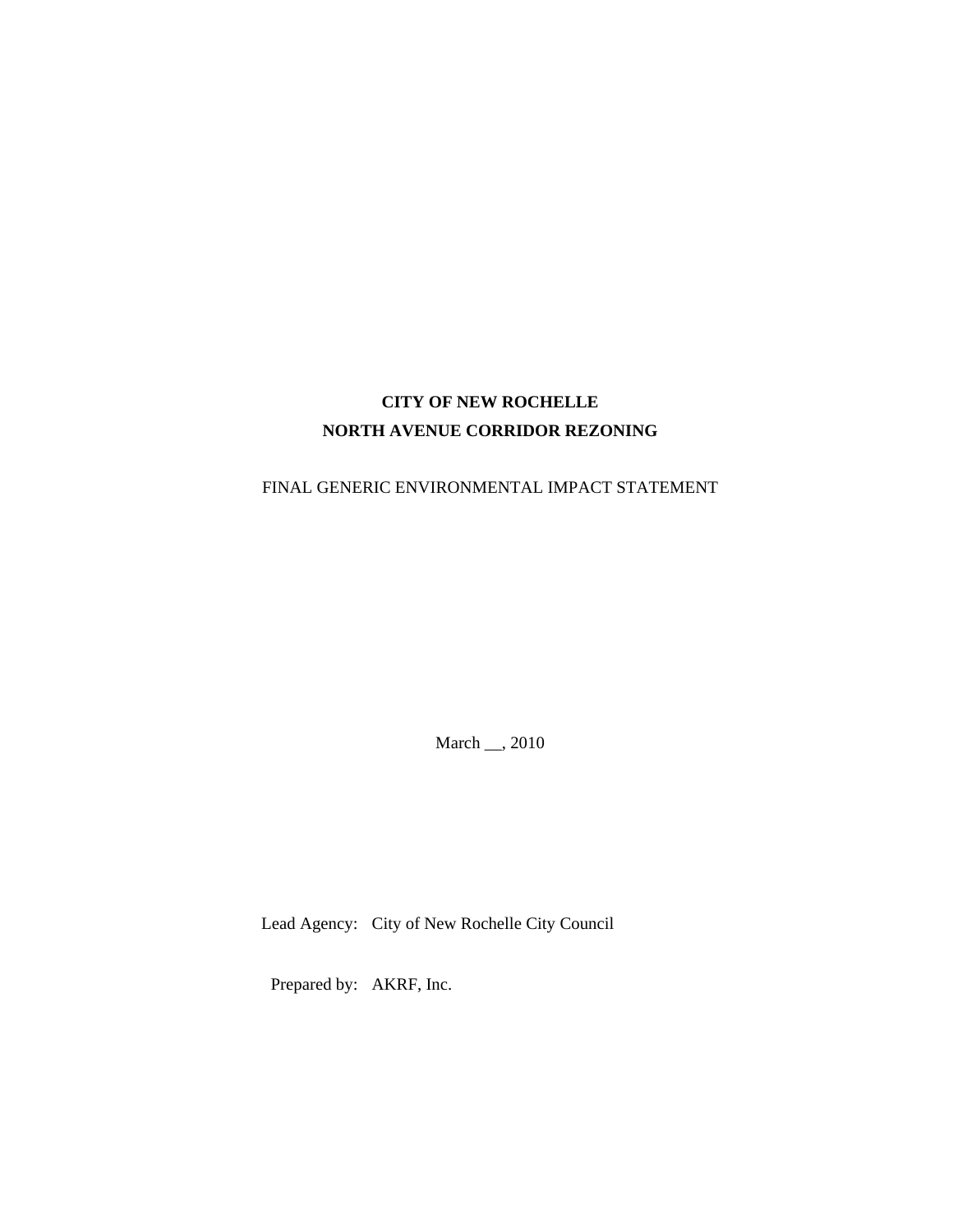# CITY OF NEW ROCHELLE
# NORTH AVENUE CORRIDOR REZONING

FINAL GENERIC ENVIRONMENTAL IMPACT STATEMENT

March __, 2010

Lead Agency: City of New Rochelle City Council

Prepared by: AKRF, Inc.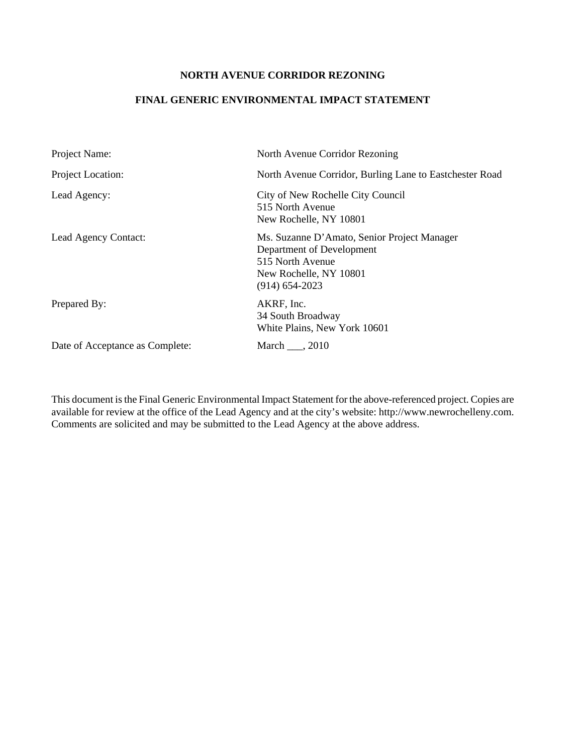**NORTH AVENUE CORRIDOR REZONING**

**FINAL GENERIC ENVIRONMENTAL IMPACT STATEMENT**

| | |
|---|---|
| Project Name: | North Avenue Corridor Rezoning |
| Project Location: | North Avenue Corridor, Burling Lane to Eastchester Road |
| Lead Agency: | City of New Rochelle City Council<br>515 North Avenue<br>New Rochelle, NY 10801 |
| Lead Agency Contact: | Ms. Suzanne D'Amato, Senior Project Manager<br>Department of Development<br>515 North Avenue<br>New Rochelle, NY 10801<br>(914) 654-2023 |
| Prepared By: | AKRF, Inc.<br>34 South Broadway<br>White Plains, New York 10601 |
| Date of Acceptance as Complete: | March ___, 2010 |

This document is the Final Generic Environmental Impact Statement for the above-referenced project. Copies are available for review at the office of the Lead Agency and at the city's website: http://www.newrochelleny.com. Comments are solicited and may be submitted to the Lead Agency at the above address.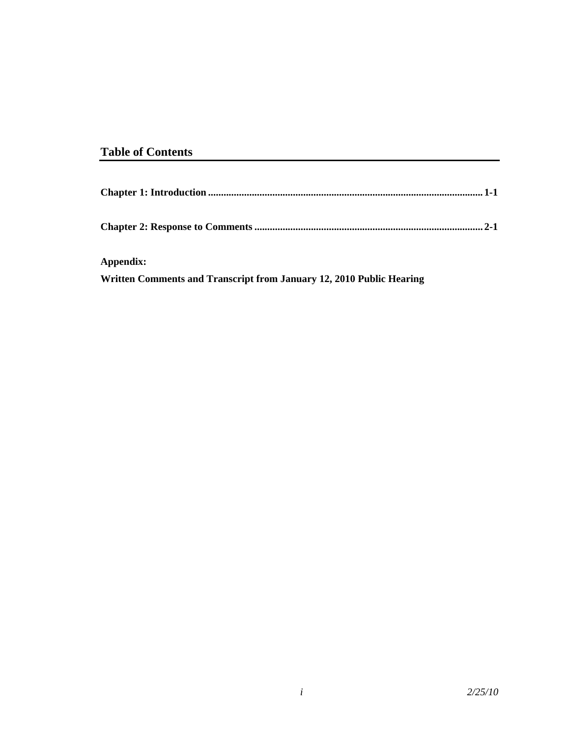## Table of Contents

**Chapter 1: Introduction** ........................................................................................................... **1-1**

**Chapter 2: Response to Comments** ........................................................................................ **2-1**

**Appendix:**

**Written Comments and Transcript from January 12, 2010 Public Hearing**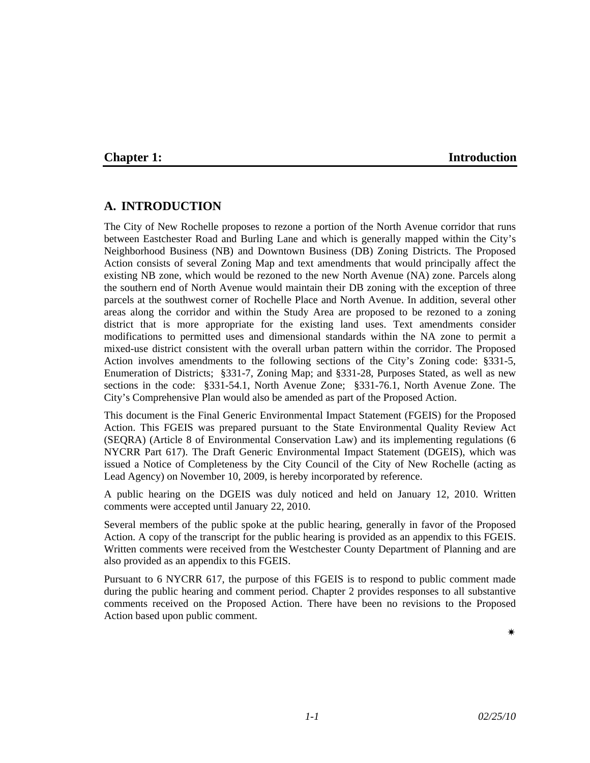# Chapter 1: Introduction

## A. INTRODUCTION

The City of New Rochelle proposes to rezone a portion of the North Avenue corridor that runs between Eastchester Road and Burling Lane and which is generally mapped within the City's Neighborhood Business (NB) and Downtown Business (DB) Zoning Districts. The Proposed Action consists of several Zoning Map and text amendments that would principally affect the existing NB zone, which would be rezoned to the new North Avenue (NA) zone. Parcels along the southern end of North Avenue would maintain their DB zoning with the exception of three parcels at the southwest corner of Rochelle Place and North Avenue. In addition, several other areas along the corridor and within the Study Area are proposed to be rezoned to a zoning district that is more appropriate for the existing land uses. Text amendments consider modifications to permitted uses and dimensional standards within the NA zone to permit a mixed-use district consistent with the overall urban pattern within the corridor. The Proposed Action involves amendments to the following sections of the City's Zoning code: §331-5, Enumeration of Districts; §331-7, Zoning Map; and §331-28, Purposes Stated, as well as new sections in the code: §331-54.1, North Avenue Zone; §331-76.1, North Avenue Zone. The City's Comprehensive Plan would also be amended as part of the Proposed Action.

This document is the Final Generic Environmental Impact Statement (FGEIS) for the Proposed Action. This FGEIS was prepared pursuant to the State Environmental Quality Review Act (SEQRA) (Article 8 of Environmental Conservation Law) and its implementing regulations (6 NYCRR Part 617). The Draft Generic Environmental Impact Statement (DGEIS), which was issued a Notice of Completeness by the City Council of the City of New Rochelle (acting as Lead Agency) on November 10, 2009, is hereby incorporated by reference.

A public hearing on the DGEIS was duly noticed and held on January 12, 2010. Written comments were accepted until January 22, 2010.

Several members of the public spoke at the public hearing, generally in favor of the Proposed Action. A copy of the transcript for the public hearing is provided as an appendix to this FGEIS. Written comments were received from the Westchester County Department of Planning and are also provided as an appendix to this FGEIS.

Pursuant to 6 NYCRR 617, the purpose of this FGEIS is to respond to public comment made during the public hearing and comment period. Chapter 2 provides responses to all substantive comments received on the Proposed Action. There have been no revisions to the Proposed Action based upon public comment.

✷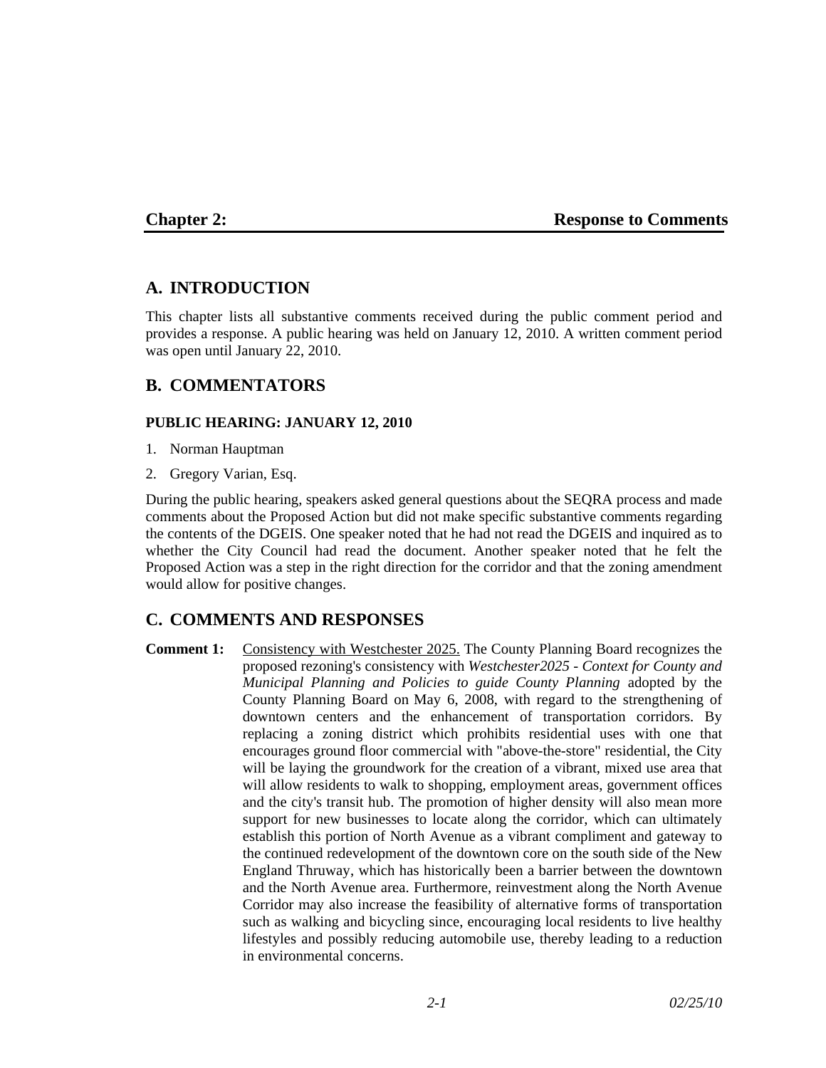# Chapter 2: Response to Comments

## A. INTRODUCTION

This chapter lists all substantive comments received during the public comment period and provides a response. A public hearing was held on January 12, 2010. A written comment period was open until January 22, 2010.

## B. COMMENTATORS

### PUBLIC HEARING: JANUARY 12, 2010

1. Norman Hauptman
2. Gregory Varian, Esq.

During the public hearing, speakers asked general questions about the SEQRA process and made comments about the Proposed Action but did not make specific substantive comments regarding the contents of the DGEIS. One speaker noted that he had not read the DGEIS and inquired as to whether the City Council had read the document. Another speaker noted that he felt the Proposed Action was a step in the right direction for the corridor and that the zoning amendment would allow for positive changes.

## C. COMMENTS AND RESPONSES

**Comment 1:** Consistency with Westchester 2025. The County Planning Board recognizes the proposed rezoning's consistency with *Westchester2025 - Context for County and Municipal Planning and Policies to guide County Planning* adopted by the County Planning Board on May 6, 2008, with regard to the strengthening of downtown centers and the enhancement of transportation corridors. By replacing a zoning district which prohibits residential uses with one that encourages ground floor commercial with "above-the-store" residential, the City will be laying the groundwork for the creation of a vibrant, mixed use area that will allow residents to walk to shopping, employment areas, government offices and the city's transit hub. The promotion of higher density will also mean more support for new businesses to locate along the corridor, which can ultimately establish this portion of North Avenue as a vibrant compliment and gateway to the continued redevelopment of the downtown core on the south side of the New England Thruway, which has historically been a barrier between the downtown and the North Avenue area. Furthermore, reinvestment along the North Avenue Corridor may also increase the feasibility of alternative forms of transportation such as walking and bicycling since, encouraging local residents to live healthy lifestyles and possibly reducing automobile use, thereby leading to a reduction in environmental concerns.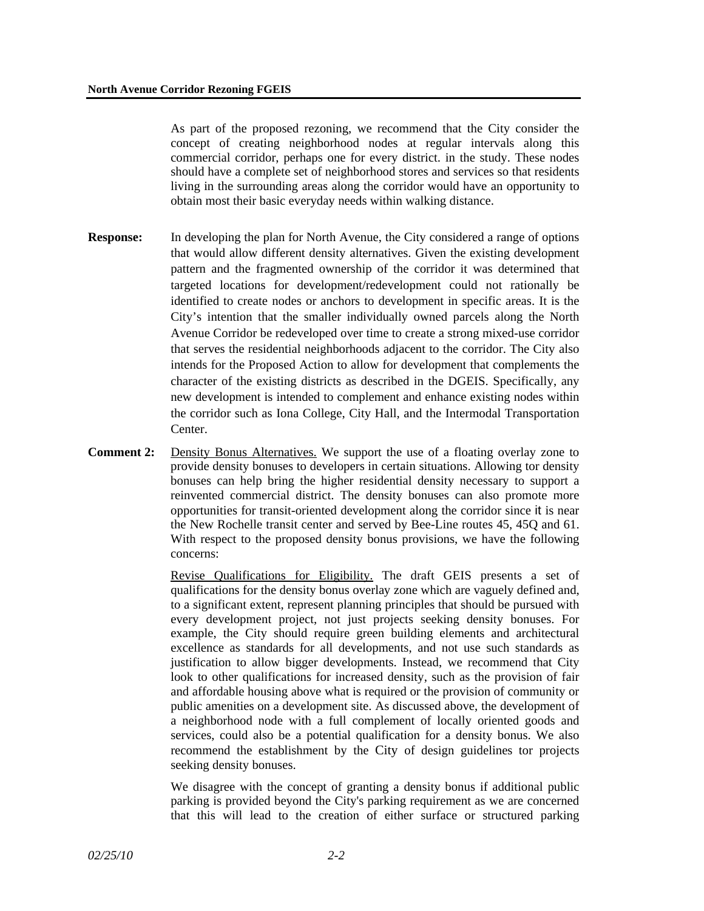As part of the proposed rezoning, we recommend that the City consider the concept of creating neighborhood nodes at regular intervals along this commercial corridor, perhaps one for every district. in the study. These nodes should have a complete set of neighborhood stores and services so that residents living in the surrounding areas along the corridor would have an opportunity to obtain most their basic everyday needs within walking distance.

**Response:** In developing the plan for North Avenue, the City considered a range of options that would allow different density alternatives. Given the existing development pattern and the fragmented ownership of the corridor it was determined that targeted locations for development/redevelopment could not rationally be identified to create nodes or anchors to development in specific areas. It is the City's intention that the smaller individually owned parcels along the North Avenue Corridor be redeveloped over time to create a strong mixed-use corridor that serves the residential neighborhoods adjacent to the corridor. The City also intends for the Proposed Action to allow for development that complements the character of the existing districts as described in the DGEIS. Specifically, any new development is intended to complement and enhance existing nodes within the corridor such as Iona College, City Hall, and the Intermodal Transportation Center.

**Comment 2:** Density Bonus Alternatives. We support the use of a floating overlay zone to provide density bonuses to developers in certain situations. Allowing tor density bonuses can help bring the higher residential density necessary to support a reinvented commercial district. The density bonuses can also promote more opportunities for transit-oriented development along the corridor since it is near the New Rochelle transit center and served by Bee-Line routes 45, 45Q and 61. With respect to the proposed density bonus provisions, we have the following concerns:

Revise Qualifications for Eligibility. The draft GEIS presents a set of qualifications for the density bonus overlay zone which are vaguely defined and, to a significant extent, represent planning principles that should be pursued with every development project, not just projects seeking density bonuses. For example, the City should require green building elements and architectural excellence as standards for all developments, and not use such standards as justification to allow bigger developments. Instead, we recommend that City look to other qualifications for increased density, such as the provision of fair and affordable housing above what is required or the provision of community or public amenities on a development site. As discussed above, the development of a neighborhood node with a full complement of locally oriented goods and services, could also be a potential qualification for a density bonus. We also recommend the establishment by the City of design guidelines tor projects seeking density bonuses.

We disagree with the concept of granting a density bonus if additional public parking is provided beyond the City's parking requirement as we are concerned that this will lead to the creation of either surface or structured parking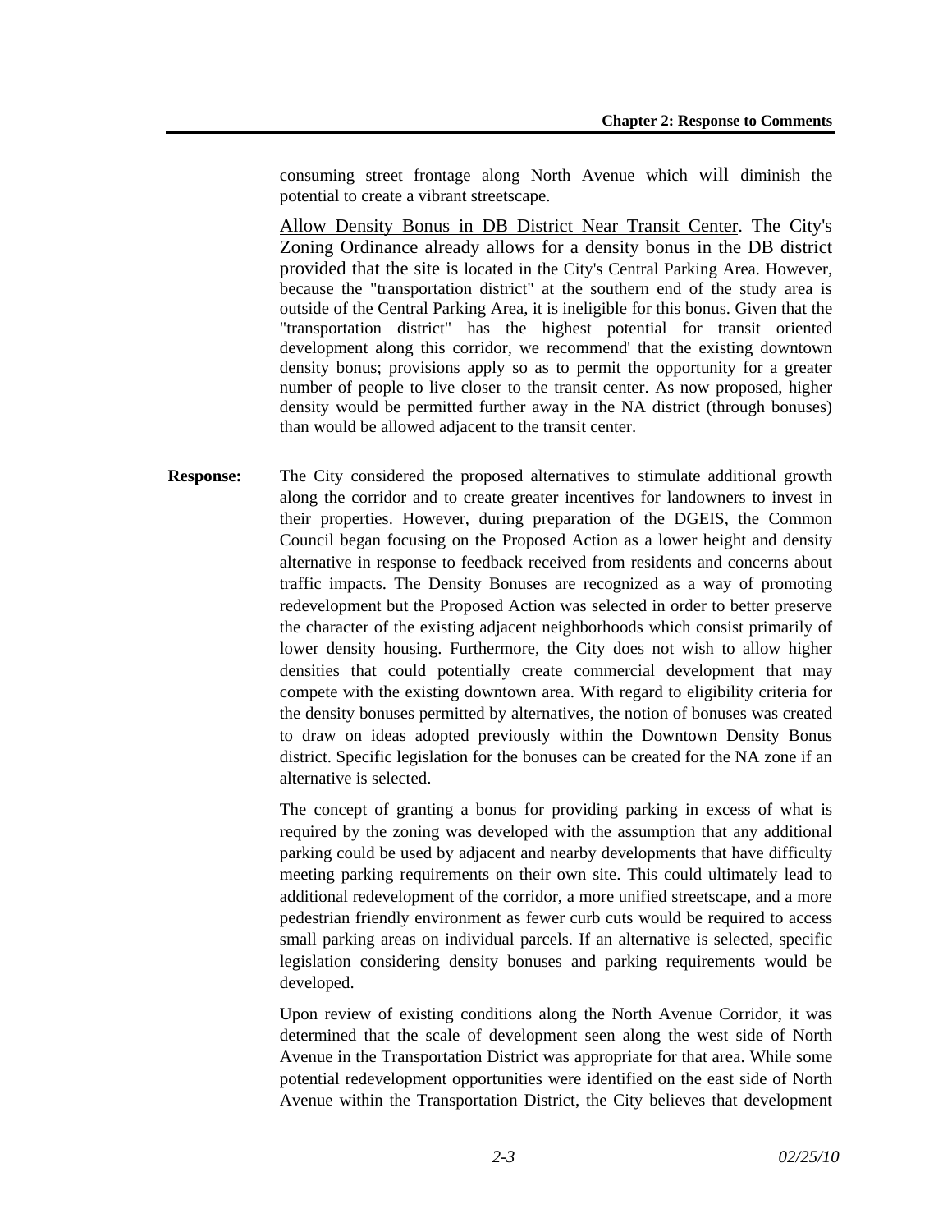consuming street frontage along North Avenue which will diminish the potential to create a vibrant streetscape.

Allow Density Bonus in DB District Near Transit Center. The City's Zoning Ordinance already allows for a density bonus in the DB district provided that the site is located in the City's Central Parking Area. However, because the "transportation district" at the southern end of the study area is outside of the Central Parking Area, it is ineligible for this bonus. Given that the "transportation district" has the highest potential for transit oriented development along this corridor, we recommend' that the existing downtown density bonus; provisions apply so as to permit the opportunity for a greater number of people to live closer to the transit center. As now proposed, higher density would be permitted further away in the NA district (through bonuses) than would be allowed adjacent to the transit center.

**Response:** The City considered the proposed alternatives to stimulate additional growth along the corridor and to create greater incentives for landowners to invest in their properties. However, during preparation of the DGEIS, the Common Council began focusing on the Proposed Action as a lower height and density alternative in response to feedback received from residents and concerns about traffic impacts. The Density Bonuses are recognized as a way of promoting redevelopment but the Proposed Action was selected in order to better preserve the character of the existing adjacent neighborhoods which consist primarily of lower density housing. Furthermore, the City does not wish to allow higher densities that could potentially create commercial development that may compete with the existing downtown area. With regard to eligibility criteria for the density bonuses permitted by alternatives, the notion of bonuses was created to draw on ideas adopted previously within the Downtown Density Bonus district. Specific legislation for the bonuses can be created for the NA zone if an alternative is selected.

The concept of granting a bonus for providing parking in excess of what is required by the zoning was developed with the assumption that any additional parking could be used by adjacent and nearby developments that have difficulty meeting parking requirements on their own site. This could ultimately lead to additional redevelopment of the corridor, a more unified streetscape, and a more pedestrian friendly environment as fewer curb cuts would be required to access small parking areas on individual parcels. If an alternative is selected, specific legislation considering density bonuses and parking requirements would be developed.

Upon review of existing conditions along the North Avenue Corridor, it was determined that the scale of development seen along the west side of North Avenue in the Transportation District was appropriate for that area. While some potential redevelopment opportunities were identified on the east side of North Avenue within the Transportation District, the City believes that development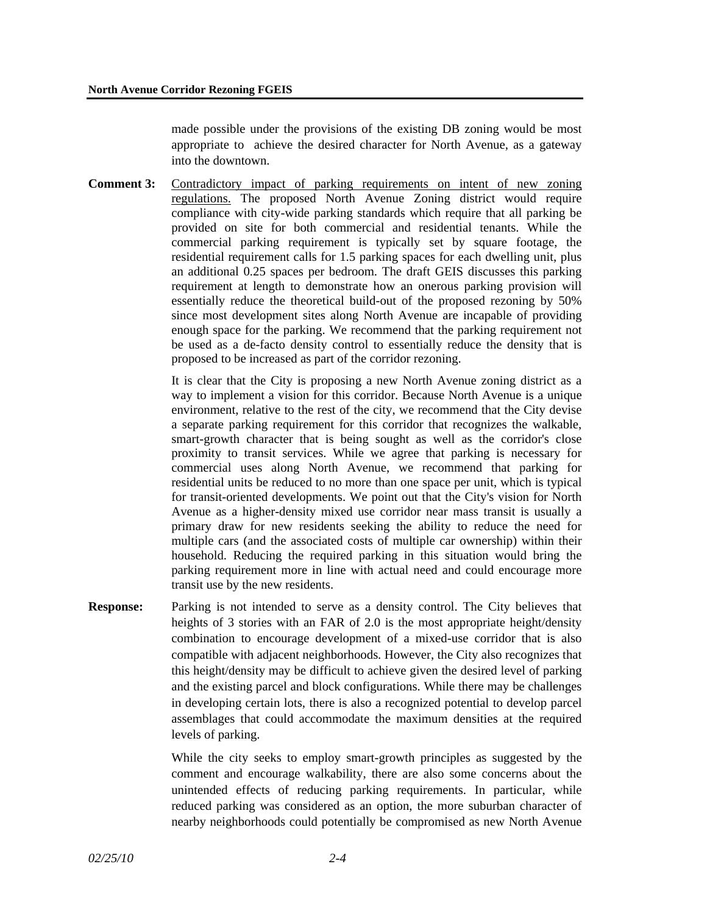made possible under the provisions of the existing DB zoning would be most appropriate to achieve the desired character for North Avenue, as a gateway into the downtown.

**Comment 3:** Contradictory impact of parking requirements on intent of new zoning regulations. The proposed North Avenue Zoning district would require compliance with city-wide parking standards which require that all parking be provided on site for both commercial and residential tenants. While the commercial parking requirement is typically set by square footage, the residential requirement calls for 1.5 parking spaces for each dwelling unit, plus an additional 0.25 spaces per bedroom. The draft GEIS discusses this parking requirement at length to demonstrate how an onerous parking provision will essentially reduce the theoretical build-out of the proposed rezoning by 50% since most development sites along North Avenue are incapable of providing enough space for the parking. We recommend that the parking requirement not be used as a de-facto density control to essentially reduce the density that is proposed to be increased as part of the corridor rezoning.

It is clear that the City is proposing a new North Avenue zoning district as a way to implement a vision for this corridor. Because North Avenue is a unique environment, relative to the rest of the city, we recommend that the City devise a separate parking requirement for this corridor that recognizes the walkable, smart-growth character that is being sought as well as the corridor's close proximity to transit services. While we agree that parking is necessary for commercial uses along North Avenue, we recommend that parking for residential units be reduced to no more than one space per unit, which is typical for transit-oriented developments. We point out that the City's vision for North Avenue as a higher-density mixed use corridor near mass transit is usually a primary draw for new residents seeking the ability to reduce the need for multiple cars (and the associated costs of multiple car ownership) within their household. Reducing the required parking in this situation would bring the parking requirement more in line with actual need and could encourage more transit use by the new residents.

**Response:** Parking is not intended to serve as a density control. The City believes that heights of 3 stories with an FAR of 2.0 is the most appropriate height/density combination to encourage development of a mixed-use corridor that is also compatible with adjacent neighborhoods. However, the City also recognizes that this height/density may be difficult to achieve given the desired level of parking and the existing parcel and block configurations. While there may be challenges in developing certain lots, there is also a recognized potential to develop parcel assemblages that could accommodate the maximum densities at the required levels of parking.

While the city seeks to employ smart-growth principles as suggested by the comment and encourage walkability, there are also some concerns about the unintended effects of reducing parking requirements. In particular, while reduced parking was considered as an option, the more suburban character of nearby neighborhoods could potentially be compromised as new North Avenue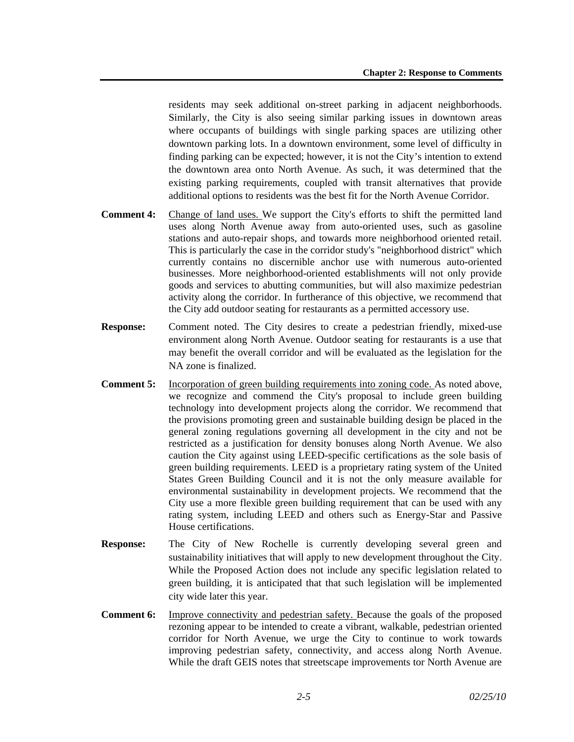residents may seek additional on-street parking in adjacent neighborhoods. Similarly, the City is also seeing similar parking issues in downtown areas where occupants of buildings with single parking spaces are utilizing other downtown parking lots. In a downtown environment, some level of difficulty in finding parking can be expected; however, it is not the City's intention to extend the downtown area onto North Avenue. As such, it was determined that the existing parking requirements, coupled with transit alternatives that provide additional options to residents was the best fit for the North Avenue Corridor.

**Comment 4:** Change of land uses. We support the City's efforts to shift the permitted land uses along North Avenue away from auto-oriented uses, such as gasoline stations and auto-repair shops, and towards more neighborhood oriented retail. This is particularly the case in the corridor study's "neighborhood district" which currently contains no discernible anchor use with numerous auto-oriented businesses. More neighborhood-oriented establishments will not only provide goods and services to abutting communities, but will also maximize pedestrian activity along the corridor. In furtherance of this objective, we recommend that the City add outdoor seating for restaurants as a permitted accessory use.

**Response:** Comment noted. The City desires to create a pedestrian friendly, mixed-use environment along North Avenue. Outdoor seating for restaurants is a use that may benefit the overall corridor and will be evaluated as the legislation for the NA zone is finalized.

**Comment 5:** Incorporation of green building requirements into zoning code. As noted above, we recognize and commend the City's proposal to include green building technology into development projects along the corridor. We recommend that the provisions promoting green and sustainable building design be placed in the general zoning regulations governing all development in the city and not be restricted as a justification for density bonuses along North Avenue. We also caution the City against using LEED-specific certifications as the sole basis of green building requirements. LEED is a proprietary rating system of the United States Green Building Council and it is not the only measure available for environmental sustainability in development projects. We recommend that the City use a more flexible green building requirement that can be used with any rating system, including LEED and others such as Energy-Star and Passive House certifications.

**Response:** The City of New Rochelle is currently developing several green and sustainability initiatives that will apply to new development throughout the City. While the Proposed Action does not include any specific legislation related to green building, it is anticipated that that such legislation will be implemented city wide later this year.

**Comment 6:** Improve connectivity and pedestrian safety. Because the goals of the proposed rezoning appear to be intended to create a vibrant, walkable, pedestrian oriented corridor for North Avenue, we urge the City to continue to work towards improving pedestrian safety, connectivity, and access along North Avenue. While the draft GEIS notes that streetscape improvements tor North Avenue are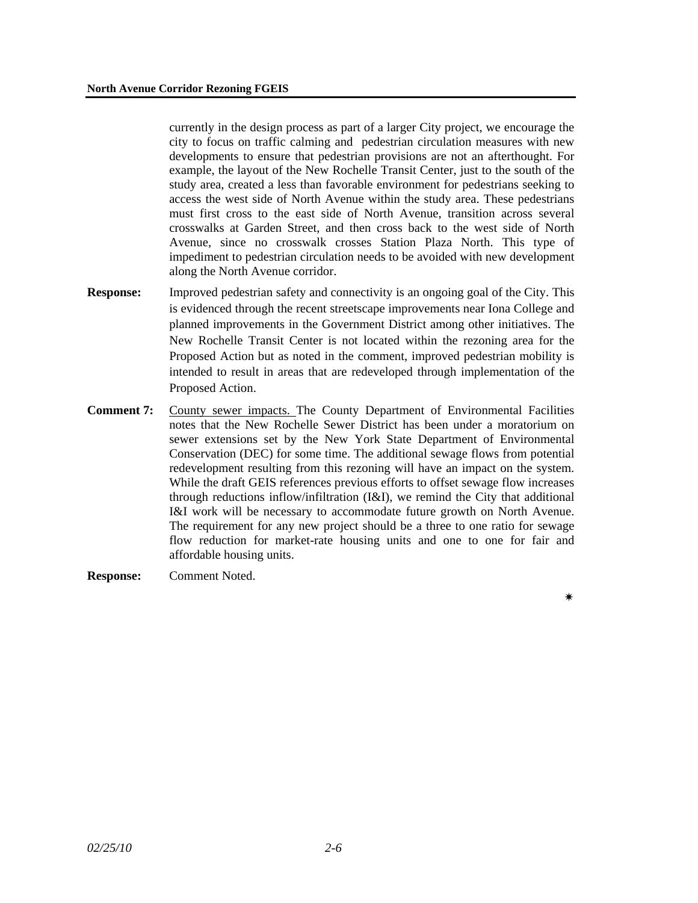currently in the design process as part of a larger City project, we encourage the city to focus on traffic calming and pedestrian circulation measures with new developments to ensure that pedestrian provisions are not an afterthought. For example, the layout of the New Rochelle Transit Center, just to the south of the study area, created a less than favorable environment for pedestrians seeking to access the west side of North Avenue within the study area. These pedestrians must first cross to the east side of North Avenue, transition across several crosswalks at Garden Street, and then cross back to the west side of North Avenue, since no crosswalk crosses Station Plaza North. This type of impediment to pedestrian circulation needs to be avoided with new development along the North Avenue corridor.

**Response:** Improved pedestrian safety and connectivity is an ongoing goal of the City. This is evidenced through the recent streetscape improvements near Iona College and planned improvements in the Government District among other initiatives. The New Rochelle Transit Center is not located within the rezoning area for the Proposed Action but as noted in the comment, improved pedestrian mobility is intended to result in areas that are redeveloped through implementation of the Proposed Action.

**Comment 7:** County sewer impacts. The County Department of Environmental Facilities notes that the New Rochelle Sewer District has been under a moratorium on sewer extensions set by the New York State Department of Environmental Conservation (DEC) for some time. The additional sewage flows from potential redevelopment resulting from this rezoning will have an impact on the system. While the draft GEIS references previous efforts to offset sewage flow increases through reductions inflow/infiltration (I&I), we remind the City that additional I&I work will be necessary to accommodate future growth on North Avenue. The requirement for any new project should be a three to one ratio for sewage flow reduction for market-rate housing units and one to one for fair and affordable housing units.

**Response:** Comment Noted.

✷